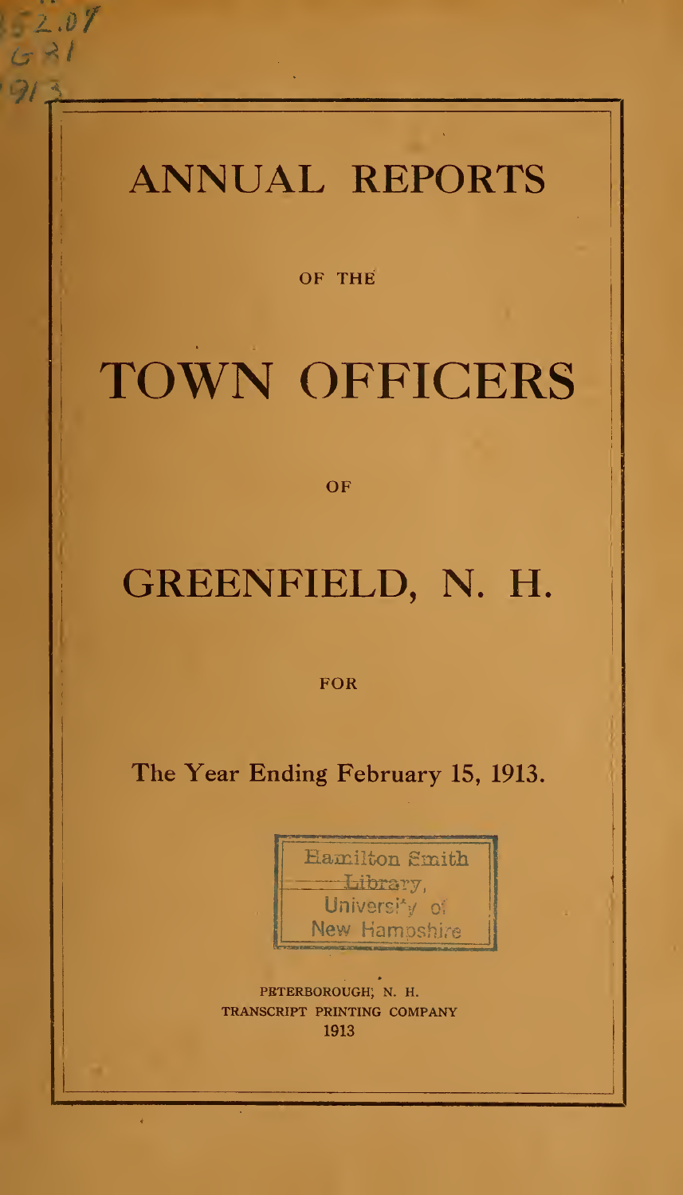# ANNUAL REPORTS

OF THE

# TOWN OFFICERS

OF

# GREENFIELD, N. H.

FOR

## The Year Ending February 15, 1913.

Hamilton Smith Library, University of New Hampshire

PETERBOROUGH, N. H.
TRANSCRIPT PRINTING COMPANY
1913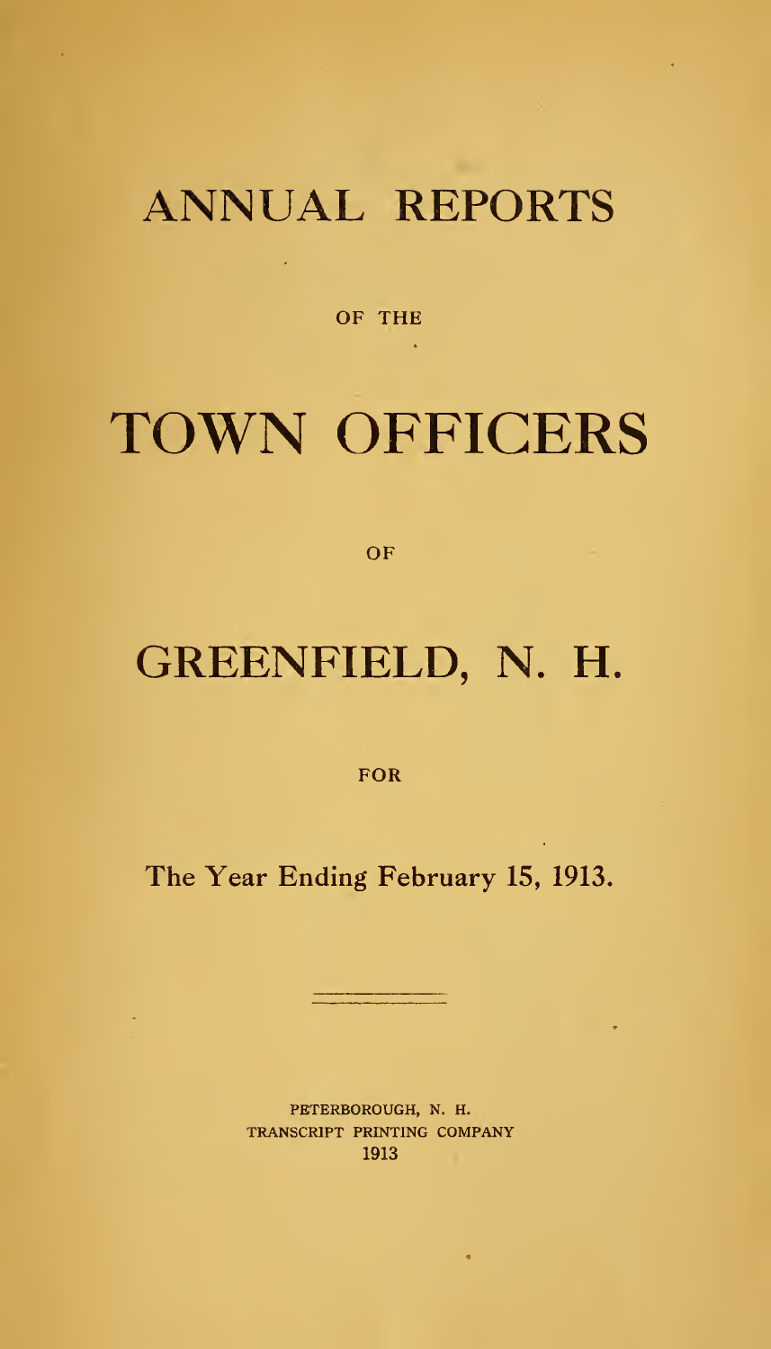# ANNUAL REPORTS

OF THE

# TOWN OFFICERS

OF

# GREENFIELD, N. H.

FOR

The Year Ending February 15, 1913.

PETERBOROUGH, N. H.
TRANSCRIPT PRINTING COMPANY
1913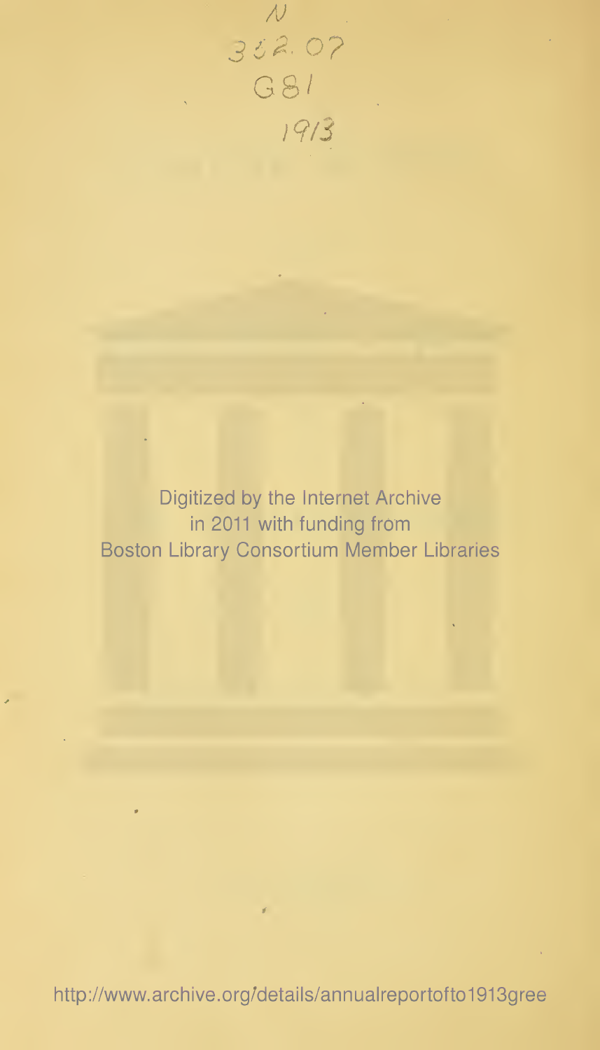N
352.07
G81
1913

Digitized by the Internet Archive
in 2011 with funding from
Boston Library Consortium Member Libraries

http://www.archive.org/details/annualreportofto1913gree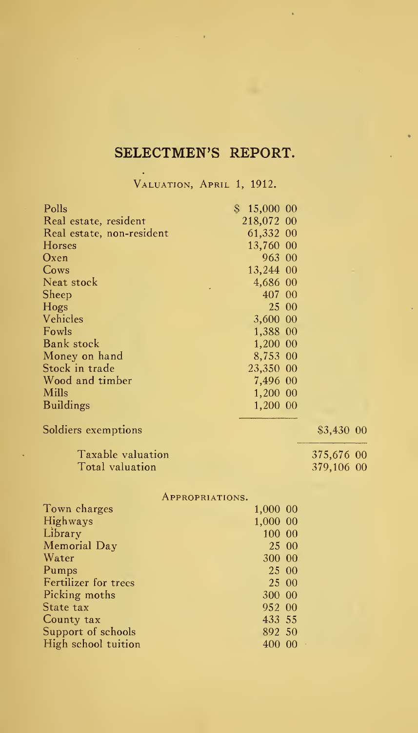# SELECTMEN'S REPORT.

VALUATION, APRIL 1, 1912.

| | | |
|---|---|---|
| Polls | $ 15,000 00 | |
| Real estate, resident | 218,072 00 | |
| Real estate, non-resident | 61,332 00 | |
| Horses | 13,760 00 | |
| Oxen | 963 00 | |
| Cows | 13,244 00 | |
| Neat stock | 4,686 00 | |
| Sheep | 407 00 | |
| Hogs | 25 00 | |
| Vehicles | 3,600 00 | |
| Fowls | 1,388 00 | |
| Bank stock | 1,200 00 | |
| Money on hand | 8,753 00 | |
| Stock in trade | 23,350 00 | |
| Wood and timber | 7,496 00 | |
| Mills | 1,200 00 | |
| Buildings | 1,200 00 | |
| Soldiers exemptions | | $3,430 00 |
| Taxable valuation | | 375,676 00 |
| Total valuation | | 379,106 00 |

APPROPRIATIONS.

| | |
|---|---|
| Town charges | 1,000 00 |
| Highways | 1,000 00 |
| Library | 100 00 |
| Memorial Day | 25 00 |
| Water | 300 00 |
| Pumps | 25 00 |
| Fertilizer for trees | 25 00 |
| Picking moths | 300 00 |
| State tax | 952 00 |
| County tax | 433 55 |
| Support of schools | 892 50 |
| High school tuition | 400 00 |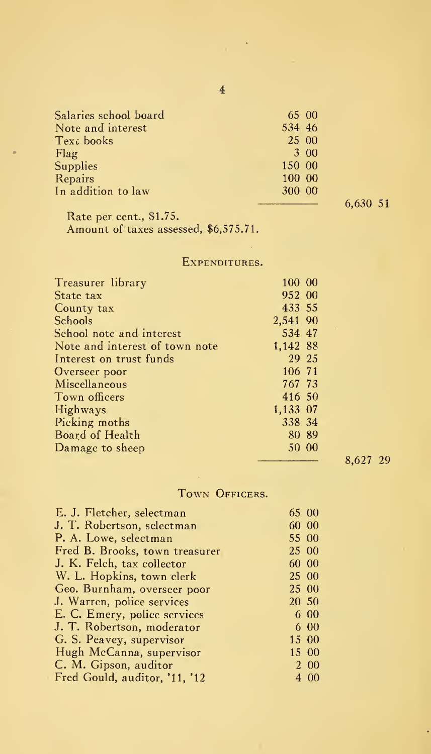| | | |
|---|---|---|
| Salaries school board | 65 00 | |
| Note and interest | 534 46 | |
| Text books | 25 00 | |
| Flag | 3 00 | |
| Supplies | 150 00 | |
| Repairs | 100 00 | |
| In addition to law | 300 00 | |
| | | 6,630 51 |

Rate per cent., $1.75.
Amount of taxes assessed, $6,575.71.

## Expenditures.

| | | |
|---|---|---|
| Treasurer library | 100 00 | |
| State tax | 952 00 | |
| County tax | 433 55 | |
| Schools | 2,541 90 | |
| School note and interest | 534 47 | |
| Note and interest of town note | 1,142 88 | |
| Interest on trust funds | 29 25 | |
| Overseer poor | 106 71 | |
| Miscellaneous | 767 73 | |
| Town officers | 416 50 | |
| Highways | 1,133 07 | |
| Picking moths | 338 34 | |
| Board of Health | 80 89 | |
| Damage to sheep | 50 00 | |
| | | 8,627 29 |

## Town Officers.

| | |
|---|---|
| E. J. Fletcher, selectman | 65 00 |
| J. T. Robertson, selectman | 60 00 |
| P. A. Lowe, selectman | 55 00 |
| Fred B. Brooks, town treasurer | 25 00 |
| J. K. Felch, tax collector | 60 00 |
| W. L. Hopkins, town clerk | 25 00 |
| Geo. Burnham, overseer poor | 25 00 |
| J. Warren, police services | 20 50 |
| E. C. Emery, police services | 6 00 |
| J. T. Robertson, moderator | 6 00 |
| G. S. Peavey, supervisor | 15 00 |
| Hugh McCanna, supervisor | 15 00 |
| C. M. Gipson, auditor | 2 00 |
| Fred Gould, auditor, '11, '12 | 4 00 |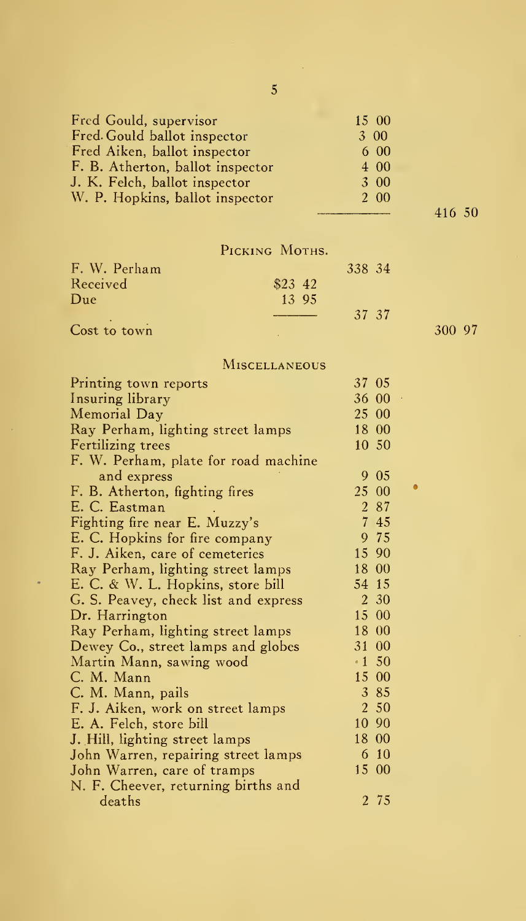| | | | |
|---|---|---|---|
| Fred Gould, supervisor | | 15 00 | |
| Fred Gould ballot inspector | | 3 00 | |
| Fred Aiken, ballot inspector | | 6 00 | |
| F. B. Atherton, ballot inspector | | 4 00 | |
| J. K. Felch, ballot inspector | | 3 00 | |
| W. P. Hopkins, ballot inspector | | 2 00 | |
| | | | 416 50 |

## Picking Moths.

| | | | |
|---|---|---|---|
| F. W. Perham | | 338 34 | |
| Received | $23 42 | | |
| Due | 13 95 | | |
| | | 37 37 | |
| Cost to town | | | 300 97 |

## Miscellaneous

| | |
|---|---|
| Printing town reports | 37 05 |
| Insuring library | 36 00 |
| Memorial Day | 25 00 |
| Ray Perham, lighting street lamps | 18 00 |
| Fertilizing trees | 10 50 |
| F. W. Perham, plate for road machine and express | 9 05 |
| F. B. Atherton, fighting fires | 25 00 |
| E. C. Eastman | 2 87 |
| Fighting fire near E. Muzzy's | 7 45 |
| E. C. Hopkins for fire company | 9 75 |
| F. J. Aiken, care of cemeteries | 15 90 |
| Ray Perham, lighting street lamps | 18 00 |
| E. C. & W. L. Hopkins, store bill | 54 15 |
| G. S. Peavey, check list and express | 2 30 |
| Dr. Harrington | 15 00 |
| Ray Perham, lighting street lamps | 18 00 |
| Dewey Co., street lamps and globes | 31 00 |
| Martin Mann, sawing wood | 1 50 |
| C. M. Mann | 15 00 |
| C. M. Mann, pails | 3 85 |
| F. J. Aiken, work on street lamps | 2 50 |
| E. A. Felch, store bill | 10 90 |
| J. Hill, lighting street lamps | 18 00 |
| John Warren, repairing street lamps | 6 10 |
| John Warren, care of tramps | 15 00 |
| N. F. Cheever, returning births and deaths | 2 75 |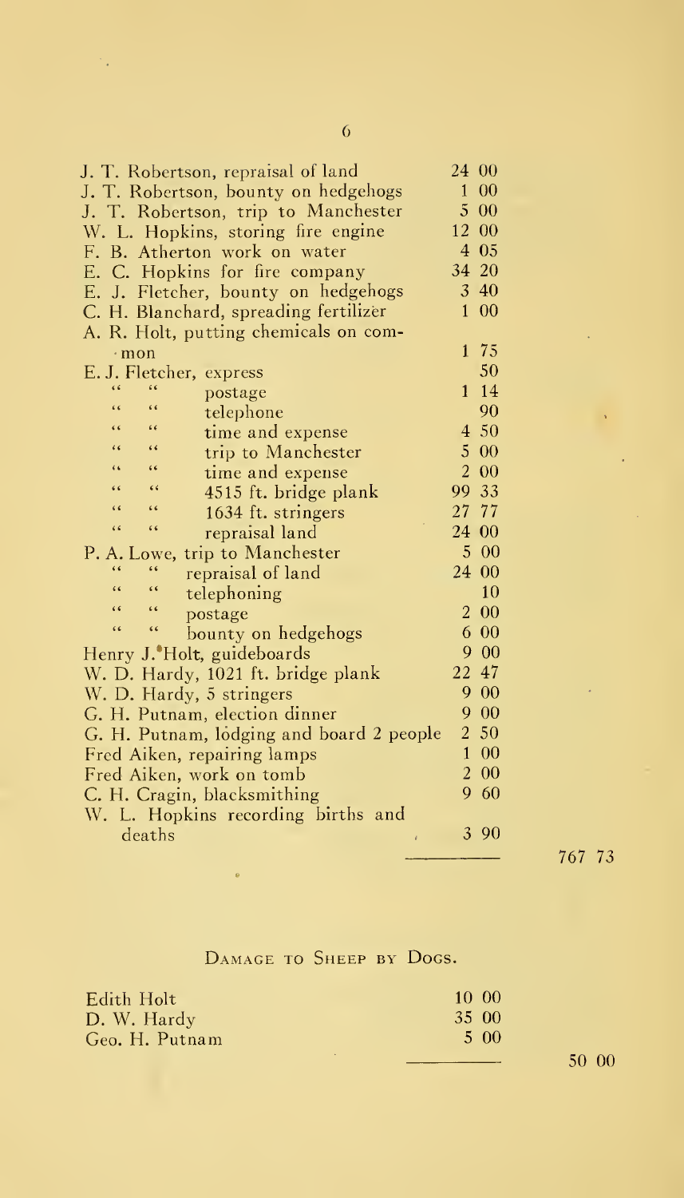| | | |
|---|---|---|
| J. T. Robertson, repraisal of land | 24 00 | |
| J. T. Robertson, bounty on hedgehogs | 1 00 | |
| J. T. Robertson, trip to Manchester | 5 00 | |
| W. L. Hopkins, storing fire engine | 12 00 | |
| F. B. Atherton work on water | 4 05 | |
| E. C. Hopkins for fire company | 34 20 | |
| E. J. Fletcher, bounty on hedgehogs | 3 40 | |
| C. H. Blanchard, spreading fertilizer | 1 00 | |
| A. R. Holt, putting chemicals on common | 1 75 | |
| E. J. Fletcher, express | 50 | |
| " " postage | 1 14 | |
| " " telephone | 90 | |
| " " time and expense | 4 50 | |
| " " trip to Manchester | 5 00 | |
| " " time and expense | 2 00 | |
| " " 4515 ft. bridge plank | 99 33 | |
| " " 1634 ft. stringers | 27 77 | |
| " " repraisal land | 24 00 | |
| P. A. Lowe, trip to Manchester | 5 00 | |
| " " repraisal of land | 24 00 | |
| " " telephoning | 10 | |
| " " postage | 2 00 | |
| " " bounty on hedgehogs | 6 00 | |
| Henry J. Holt, guideboards | 9 00 | |
| W. D. Hardy, 1021 ft. bridge plank | 22 47 | |
| W. D. Hardy, 5 stringers | 9 00 | |
| G. H. Putnam, election dinner | 9 00 | |
| G. H. Putnam, lodging and board 2 people | 2 50 | |
| Fred Aiken, repairing lamps | 1 00 | |
| Fred Aiken, work on tomb | 2 00 | |
| C. H. Cragin, blacksmithing | 9 60 | |
| W. L. Hopkins recording births and deaths | 3 90 | |
| | | 767 73 |

## Damage to Sheep by Dogs.

| | | |
|---|---|---|
| Edith Holt | 10 00 | |
| D. W. Hardy | 35 00 | |
| Geo. H. Putnam | 5 00 | |
| | | 50 00 |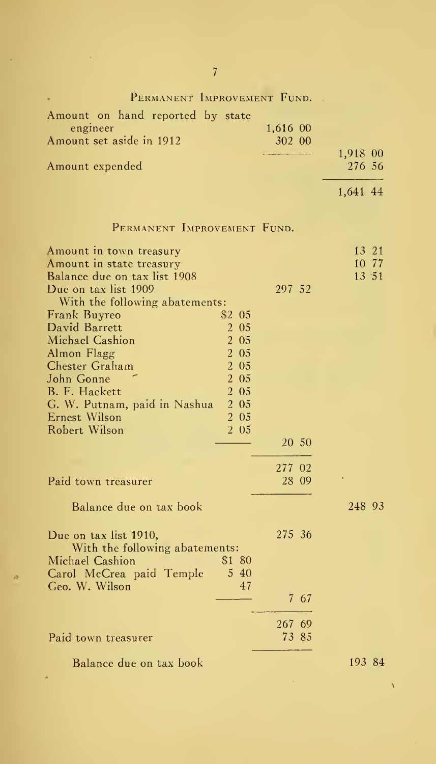## Permanent Improvement Fund.

| | | | |
|---|---|---|---|
| Amount on hand reported by state engineer | | 1,616 00 | |
| Amount set aside in 1912 | | 302 00 | |
| | | | 1,918 00 |
| Amount expended | | | 276 56 |
| | | | 1,641 44 |

## Permanent Improvement Fund.

| | | | |
|---|---|---|---|
| Amount in town treasury | | | 13 21 |
| Amount in state treasury | | | 10 77 |
| Balance due on tax list 1908 | | | 13 51 |
| Due on tax list 1909 | | 297 52 | |
| With the following abatements: | | | |
| Frank Buyreo | $2 05 | | |
| David Barrett | 2 05 | | |
| Michael Cashion | 2 05 | | |
| Almon Flagg | 2 05 | | |
| Chester Graham | 2 05 | | |
| John Gonne | 2 05 | | |
| B. F. Hackett | 2 05 | | |
| G. W. Putnam, paid in Nashua | 2 05 | | |
| Ernest Wilson | 2 05 | | |
| Robert Wilson | 2 05 | | |
| | | 20 50 | |
| | | 277 02 | |
| Paid town treasurer | | 28 09 | |
| Balance due on tax book | | | 248 93 |
| Due on tax list 1910, | | 275 36 | |
| With the following abatements: | | | |
| Michael Cashion | $1 80 | | |
| Carol McCrea paid Temple | 5 40 | | |
| Geo. W. Wilson | 47 | | |
| | | 7 67 | |
| | | 267 69 | |
| Paid town treasurer | | 73 85 | |
| Balance due on tax book | | | 193 84 |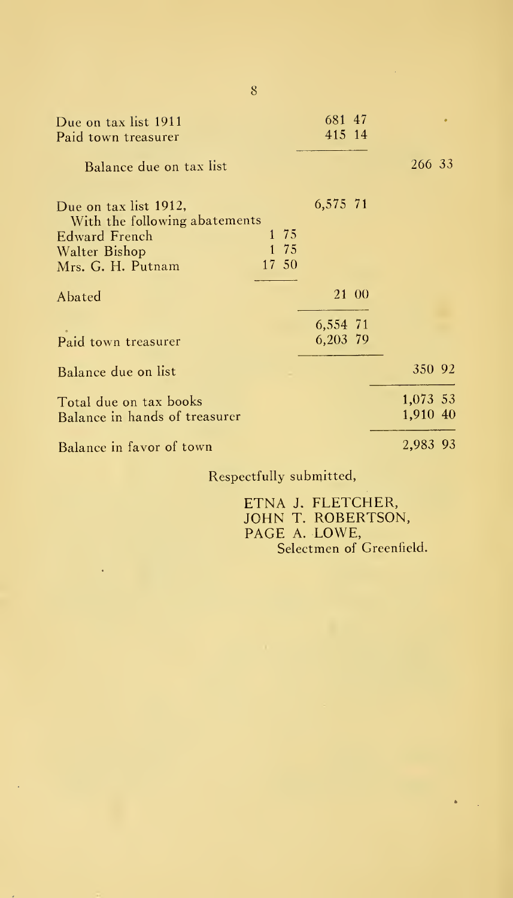| | | | |
|---|---|---|---|
| Due on tax list 1911 | | 681 47 | |
| Paid town treasurer | | 415 14 | |
| Balance due on tax list | | | 266 33 |
| Due on tax list 1912, | | 6,575 71 | |
| With the following abatements | | | |
| Edward French | 1 75 | | |
| Walter Bishop | 1 75 | | |
| Mrs. G. H. Putnam | 17 50 | | |
| Abated | | 21 00 | |
| | | 6,554 71 | |
| Paid town treasurer | | 6,203 79 | |
| Balance due on list | | | 350 92 |
| Total due on tax books | | | 1,073 53 |
| Balance in hands of treasurer | | | 1,910 40 |
| Balance in favor of town | | | 2,983 93 |

Respectfully submitted,

ETNA J. FLETCHER,
JOHN T. ROBERTSON,
PAGE A. LOWE,
Selectmen of Greenfield.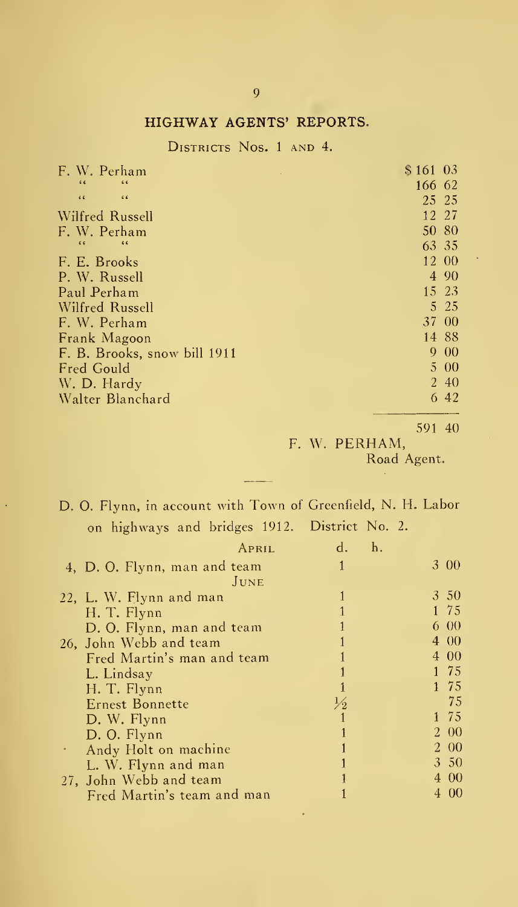## HIGHWAY AGENTS' REPORTS.

### Districts Nos. 1 and 4.

| | |
|---|---|
| F. W. Perham | $161 03 |
| " " | 166 62 |
| " " | 25 25 |
| Wilfred Russell | 12 27 |
| F. W. Perham | 50 80 |
| " " | 63 35 |
| F. E. Brooks | 12 00 |
| P. W. Russell | 4 90 |
| Paul Perham | 15 23 |
| Wilfred Russell | 5 25 |
| F. W. Perham | 37 00 |
| Frank Magoon | 14 88 |
| F. B. Brooks, snow bill 1911 | 9 00 |
| Fred Gould | 5 00 |
| W. D. Hardy | 2 40 |
| Walter Blanchard | 6 42 |
| | 591 40 |

F. W. PERHAM,
Road Agent.

---

D. O. Flynn, in account with Town of Greenfield, N. H. Labor on highways and bridges 1912. District No. 2.

| | d. | h. | |
|---|---|---|---|
| APRIL | | | |
| 4, D. O. Flynn, man and team | 1 | | 3 00 |
| JUNE | | | |
| 22, L. W. Flynn and man | 1 | | 3 50 |
| H. T. Flynn | 1 | | 1 75 |
| D. O. Flynn, man and team | 1 | | 6 00 |
| 26, John Webb and team | 1 | | 4 00 |
| Fred Martin's man and team | 1 | | 4 00 |
| L. Lindsay | 1 | | 1 75 |
| H. T. Flynn | 1 | | 1 75 |
| Ernest Bonnette | ½ | | 75 |
| D. W. Flynn | 1 | | 1 75 |
| D. O. Flynn | 1 | | 2 00 |
| Andy Holt on machine | 1 | | 2 00 |
| L. W. Flynn and man | 1 | | 3 50 |
| 27, John Webb and team | 1 | | 4 00 |
| Fred Martin's team and man | 1 | | 4 00 |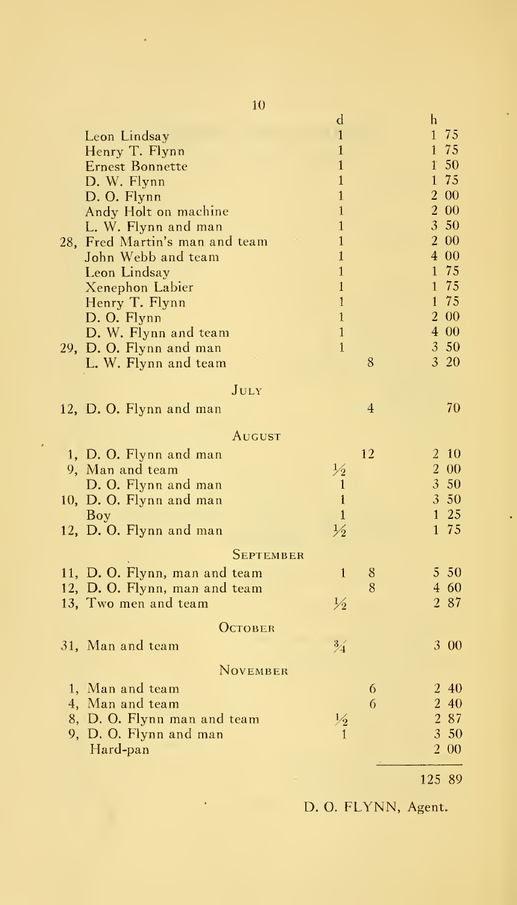| | d | h | |
|---|---|---|---|
| Leon Lindsay | 1 | | 1 75 |
| Henry T. Flynn | 1 | | 1 75 |
| Ernest Bonnette | 1 | | 1 50 |
| D. W. Flynn | 1 | | 1 75 |
| D. O. Flynn | 1 | | 2 00 |
| Andy Holt on machine | 1 | | 2 00 |
| L. W. Flynn and man | 1 | | 3 50 |
| 28, Fred Martin's man and team | 1 | | 2 00 |
| John Webb and team | 1 | | 4 00 |
| Leon Lindsay | 1 | | 1 75 |
| Xenephon Labier | 1 | | 1 75 |
| Henry T. Flynn | 1 | | 1 75 |
| D. O. Flynn | 1 | | 2 00 |
| D. W. Flynn and team | 1 | | 4 00 |
| 29, D. O. Flynn and man | 1 | | 3 50 |
| L. W. Flynn and team | | 8 | 3 20 |
| **July** | | | |
| 12, D. O. Flynn and man | | 4 | 70 |
| **August** | | | |
| 1, D. O. Flynn and man | | 12 | 2 10 |
| 9, Man and team | ½ | | 2 00 |
| D. O. Flynn and man | 1 | | 3 50 |
| 10, D. O. Flynn and man | 1 | | 3 50 |
| Boy | 1 | | 1 25 |
| 12, D. O. Flynn and man | ½ | | 1 75 |
| **September** | | | |
| 11, D. O. Flynn, man and team | 1 | 8 | 5 50 |
| 12, D. O. Flynn, man and team | | 8 | 4 60 |
| 13, Two men and team | ½ | | 2 87 |
| **October** | | | |
| 31, Man and team | ¾ | | 3 00 |
| **November** | | | |
| 1, Man and team | | 6 | 2 40 |
| 4, Man and team | | 6 | 2 40 |
| 8, D. O. Flynn man and team | ½ | | 2 87 |
| 9, D. O. Flynn and man | 1 | | 3 50 |
| Hard-pan | | | 2 00 |
| | | | 125 89 |

D. O. FLYNN, Agent.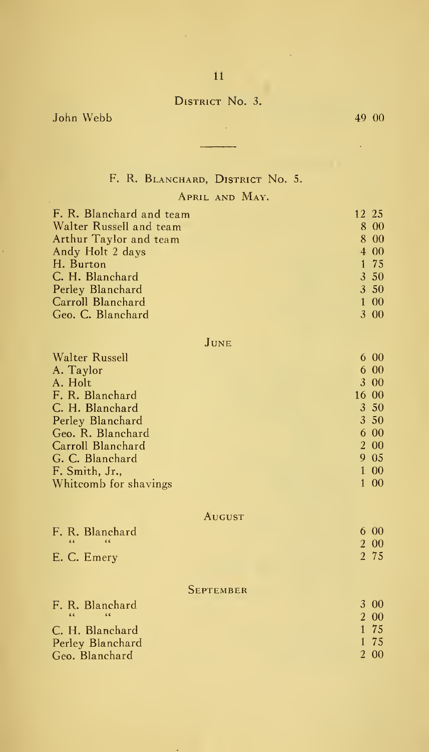## District No. 3.

| | |
|---|---|
| John Webb | 49 00 |

---

## F. R. Blanchard, District No. 5.

### April and May.

| | |
|---|---|
| F. R. Blanchard and team | 12 25 |
| Walter Russell and team | 8 00 |
| Arthur Taylor and team | 8 00 |
| Andy Holt 2 days | 4 00 |
| H. Burton | 1 75 |
| C. H. Blanchard | 3 50 |
| Perley Blanchard | 3 50 |
| Carroll Blanchard | 1 00 |
| Geo. C. Blanchard | 3 00 |

### June

| | |
|---|---|
| Walter Russell | 6 00 |
| A. Taylor | 6 00 |
| A. Holt | 3 00 |
| F. R. Blanchard | 16 00 |
| C. H. Blanchard | 3 50 |
| Perley Blanchard | 3 50 |
| Geo. R. Blanchard | 6 00 |
| Carroll Blanchard | 2 00 |
| G. C. Blanchard | 9 05 |
| F. Smith, Jr., | 1 00 |
| Whitcomb for shavings | 1 00 |

### August

| | |
|---|---|
| F. R. Blanchard | 6 00 |
| " " | 2 00 |
| E. C. Emery | 2 75 |

### September

| | |
|---|---|
| F. R. Blanchard | 3 00 |
| " " | 2 00 |
| C. H. Blanchard | 1 75 |
| Perley Blanchard | 1 75 |
| Geo. Blanchard | 2 00 |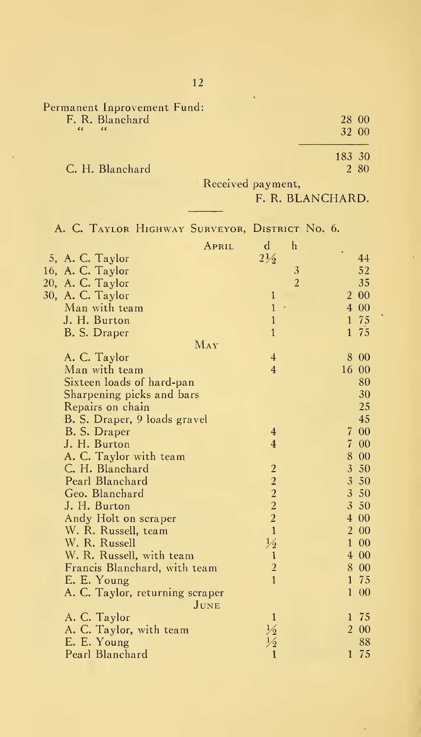Permanent Inprovement Fund:

| | |
|---|---|
| F. R. Blanchard | 28 00 |
| " " | 32 00 |
| | 183 30 |
| C. H. Blanchard | 2 80 |

Received payment,

F. R. BLANCHARD.

---

## A. C. Taylor Highway Surveyor, District No. 6.

| | d | h | |
|---|---|---|---|
| **April** | | | |
| 5, A. C. Taylor | 2½ | | 44 |
| 16, A. C. Taylor | | 3 | 52 |
| 20, A. C. Taylor | | 2 | 35 |
| 30, A. C. Taylor | 1 | | 2 00 |
| Man with team | 1 | | 4 00 |
| J. H. Burton | 1 | | 1 75 |
| B. S. Draper | 1 | | 1 75 |
| **May** | | | |
| A. C. Taylor | 4 | | 8 00 |
| Man with team | 4 | | 16 00 |
| Sixteen loads of hard-pan | | | 80 |
| Sharpening picks and bars | | | 30 |
| Repairs on chain | | | 25 |
| B. S. Draper, 9 loads gravel | | | 45 |
| B. S. Draper | 4 | | 7 00 |
| J. H. Burton | 4 | | 7 00 |
| A. C. Taylor with team | | | 8 00 |
| C. H. Blanchard | 2 | | 3 50 |
| Pearl Blanchard | 2 | | 3 50 |
| Geo. Blanchard | 2 | | 3 50 |
| J. H. Burton | 2 | | 3 50 |
| Andy Holt on scraper | 2 | | 4 00 |
| W. R. Russell, team | 1 | | 2 00 |
| W. R. Russell | ½ | | 1 00 |
| W. R. Russell, with team | 1 | | 4 00 |
| Francis Blanchard, with team | 2 | | 8 00 |
| E. E. Young | 1 | | 1 75 |
| A. C. Taylor, returning scraper | | | 1 00 |
| **June** | | | |
| A. C. Taylor | 1 | | 1 75 |
| A. C. Taylor, with team | ½ | | 2 00 |
| E. E. Young | ½ | | 88 |
| Pearl Blanchard | 1 | | 1 75 |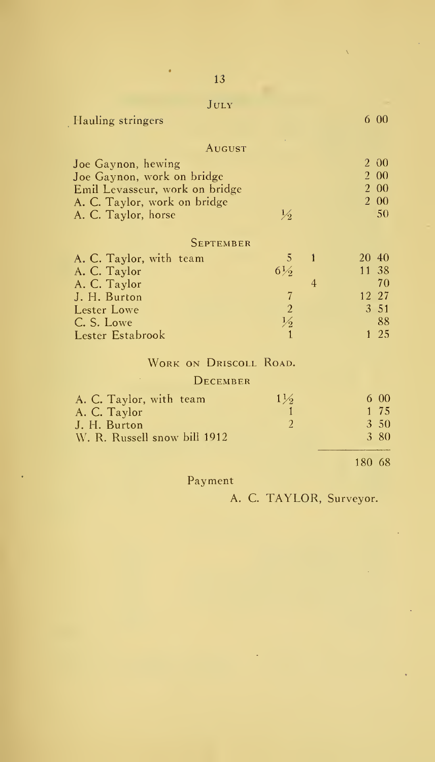### July

| | | | |
|---|---|---|---|
| Hauling stringers | | | 6 00 |

### August

| | | | |
|---|---|---|---|
| Joe Gaynon, hewing | | | 2 00 |
| Joe Gaynon, work on bridge | | | 2 00 |
| Emil Levasseur, work on bridge | | | 2 00 |
| A. C. Taylor, work on bridge | | | 2 00 |
| A. C. Taylor, horse | ½ | | 50 |

### September

| | | | |
|---|---|---|---|
| A. C. Taylor, with team | 5 | 1 | 20 40 |
| A. C. Taylor | 6½ | | 11 38 |
| A. C. Taylor | | 4 | 70 |
| J. H. Burton | 7 | | 12 27 |
| Lester Lowe | 2 | | 3 51 |
| C. S. Lowe | ½ | | 88 |
| Lester Estabrook | 1 | | 1 25 |

### Work on Driscoll Road.

### December

| | | | |
|---|---|---|---|
| A. C. Taylor, with team | 1½ | | 6 00 |
| A. C. Taylor | 1 | | 1 75 |
| J. H. Burton | 2 | | 3 50 |
| W. R. Russell snow bill 1912 | | | 3 80 |
| | | | 180 68 |

Payment

A. C. TAYLOR, Surveyor.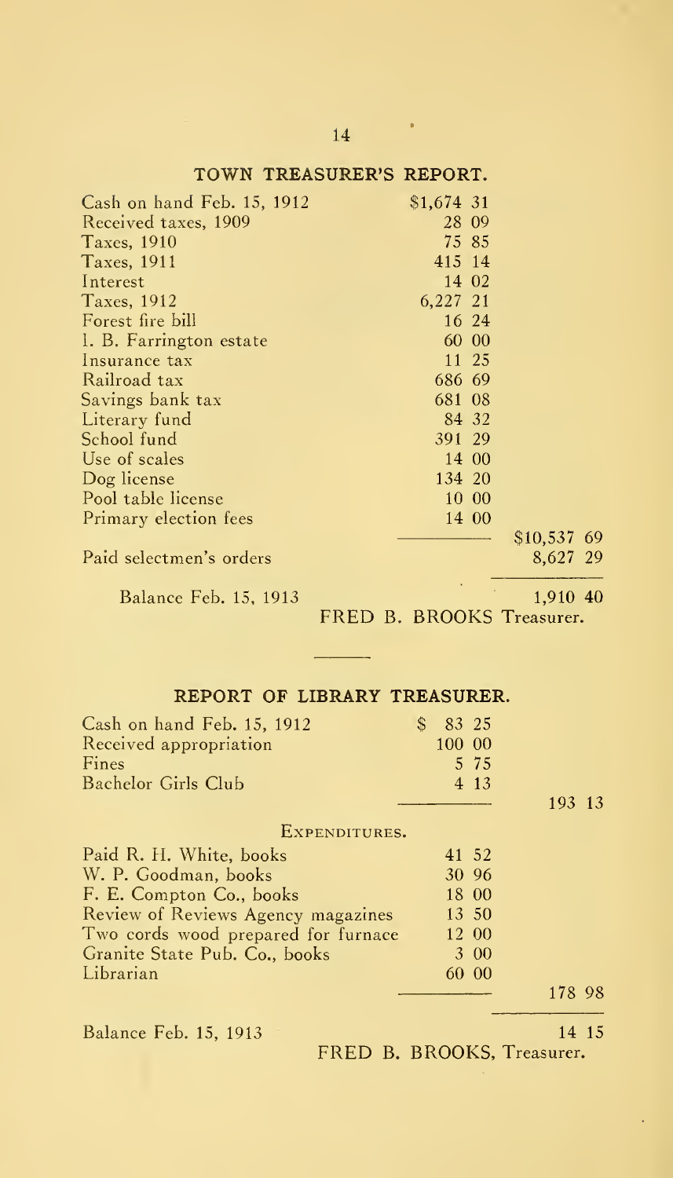## TOWN TREASURER'S REPORT.

| | | |
|---|---|---|
| Cash on hand Feb. 15, 1912 | $1,674 31 | |
| Received taxes, 1909 | 28 09 | |
| Taxes, 1910 | 75 85 | |
| Taxes, 1911 | 415 14 | |
| Interest | 14 02 | |
| Taxes, 1912 | 6,227 21 | |
| Forest fire bill | 16 24 | |
| I. B. Farrington estate | 60 00 | |
| Insurance tax | 11 25 | |
| Railroad tax | 686 69 | |
| Savings bank tax | 681 08 | |
| Literary fund | 84 32 | |
| School fund | 391 29 | |
| Use of scales | 14 00 | |
| Dog license | 134 20 | |
| Pool table license | 10 00 | |
| Primary election fees | 14 00 | |
| | | $10,537 69 |
| Paid selectmen's orders | | 8,627 29 |
| Balance Feb. 15, 1913 | | 1,910 40 |

FRED B. BROOKS Treasurer.

## REPORT OF LIBRARY TREASURER.

| | | |
|---|---|---|
| Cash on hand Feb. 15, 1912 | $ 83 25 | |
| Received appropriation | 100 00 | |
| Fines | 5 75 | |
| Bachelor Girls Club | 4 13 | |
| | | 193 13 |

EXPENDITURES.

| | | |
|---|---|---|
| Paid R. H. White, books | 41 52 | |
| W. P. Goodman, books | 30 96 | |
| F. E. Compton Co., books | 18 00 | |
| Review of Reviews Agency magazines | 13 50 | |
| Two cords wood prepared for furnace | 12 00 | |
| Granite State Pub. Co., books | 3 00 | |
| Librarian | 60 00 | |
| | | 178 98 |
| Balance Feb. 15, 1913 | | 14 15 |

FRED B. BROOKS, Treasurer.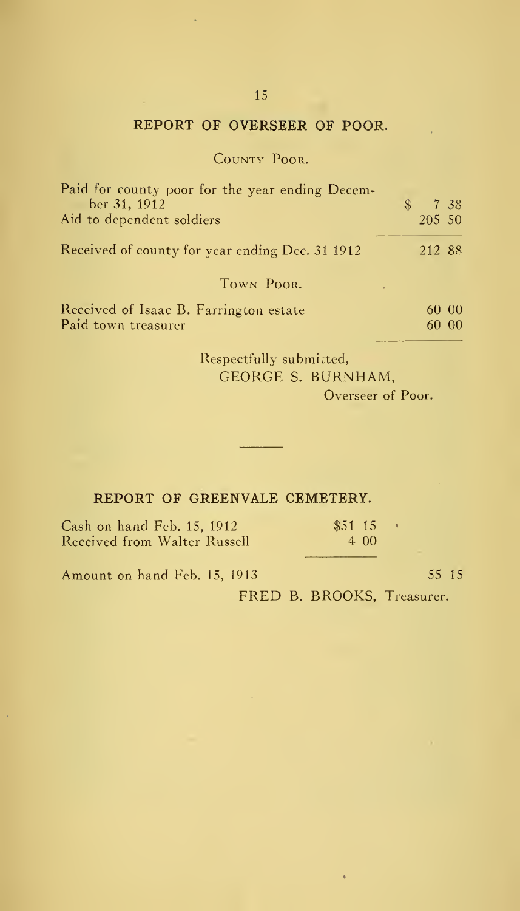## REPORT OF OVERSEER OF POOR.

### County Poor.

| | |
|---|---|
| Paid for county poor for the year ending December 31, 1912 | $ 7 38 |
| Aid to dependent soldiers | 205 50 |
| Received of county for year ending Dec. 31 1912 | 212 88 |

### Town Poor.

| | |
|---|---|
| Received of Isaac B. Farrington estate | 60 00 |
| Paid town treasurer | 60 00 |

Respectfully submicted,
GEORGE S. BURNHAM,
Overseer of Poor.

---

## REPORT OF GREENVALE CEMETERY.

| | | |
|---|---|---|
| Cash on hand Feb. 15, 1912 | $51 15 | |
| Received from Walter Russell | 4 00 | |
| Amount on hand Feb. 15, 1913 | | 55 15 |

FRED B. BROOKS, Treasurer.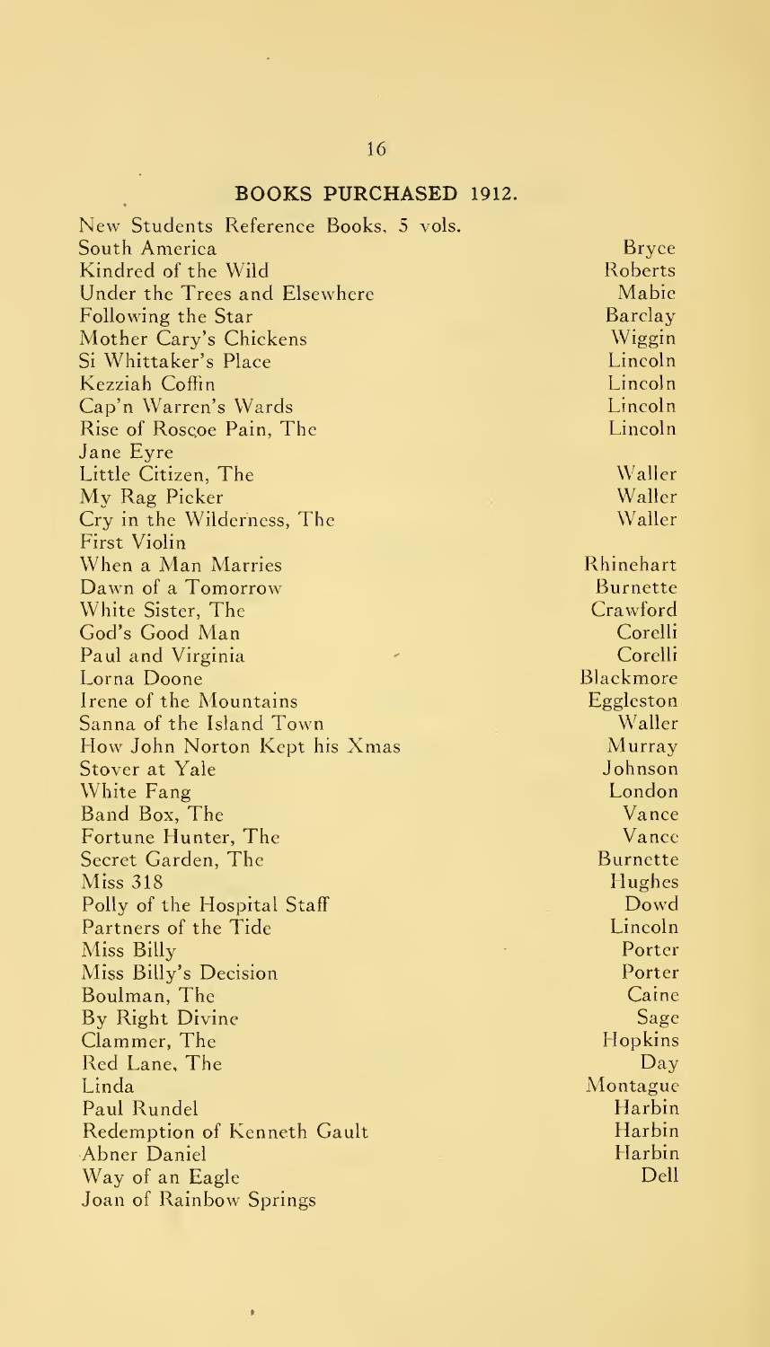## BOOKS PURCHASED 1912.

| Title | Author |
|---|---|
| New Students Reference Books, 5 vols. | |
| South America | Bryce |
| Kindred of the Wild | Roberts |
| Under the Trees and Elsewhere | Mabie |
| Following the Star | Barclay |
| Mother Cary's Chickens | Wiggin |
| Si Whittaker's Place | Lincoln |
| Kezziah Coffin | Lincoln |
| Cap'n Warren's Wards | Lincoln |
| Rise of Roscoe Pain, The | Lincoln |
| Jane Eyre | |
| Little Citizen, The | Waller |
| My Rag Picker | Waller |
| Cry in the Wilderness, The | Waller |
| First Violin | |
| When a Man Marries | Rhinehart |
| Dawn of a Tomorrow | Burnette |
| White Sister, The | Crawford |
| God's Good Man | Corelli |
| Paul and Virginia | Corelli |
| Lorna Doone | Blackmore |
| Irene of the Mountains | Eggleston |
| Sanna of the Island Town | Waller |
| How John Norton Kept his Xmas | Murray |
| Stover at Yale | Johnson |
| White Fang | London |
| Band Box, The | Vance |
| Fortune Hunter, The | Vance |
| Secret Garden, The | Burnette |
| Miss 318 | Hughes |
| Polly of the Hospital Staff | Dowd |
| Partners of the Tide | Lincoln |
| Miss Billy | Porter |
| Miss Billy's Decision | Porter |
| Boulman, The | Caine |
| By Right Divine | Sage |
| Clammer, The | Hopkins |
| Red Lane, The | Day |
| Linda | Montague |
| Paul Rundel | Harbin |
| Redemption of Kenneth Gault | Harbin |
| Abner Daniel | Harbin |
| Way of an Eagle | Dell |
| Joan of Rainbow Springs | |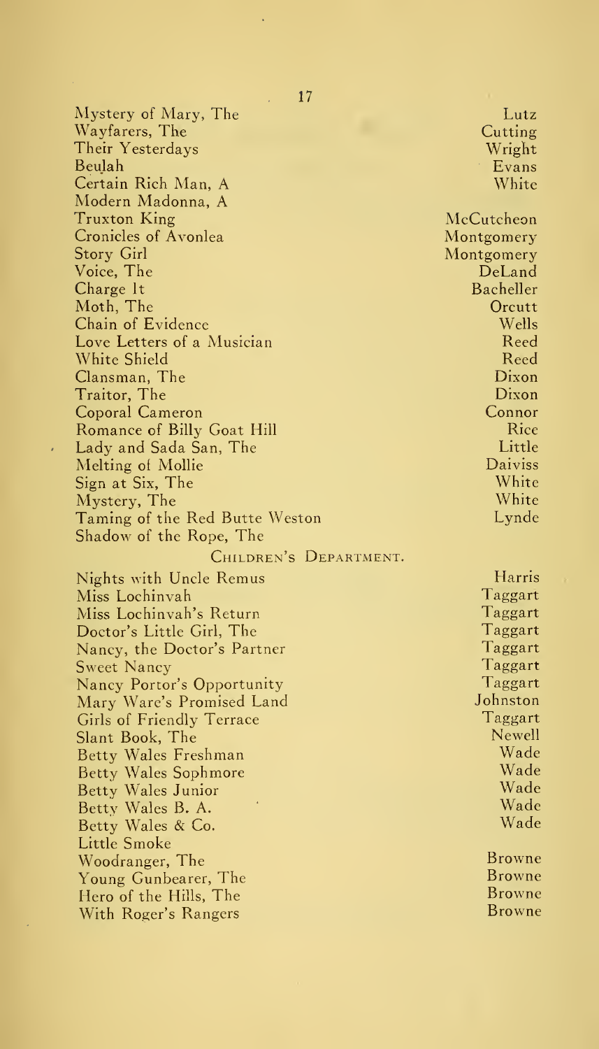| Title | Author |
|---|---|
| Mystery of Mary, The | Lutz |
| Wayfarers, The | Cutting |
| Their Yesterdays | Wright |
| Beulah | Evans |
| Certain Rich Man, A | White |
| Modern Madonna, A | |
| Truxton King | McCutcheon |
| Cronicles of Avonlea | Montgomery |
| Story Girl | Montgomery |
| Voice, The | DeLand |
| Charge It | Bacheller |
| Moth, The | Orcutt |
| Chain of Evidence | Wells |
| Love Letters of a Musician | Reed |
| White Shield | Reed |
| Clansman, The | Dixon |
| Traitor, The | Dixon |
| Coporal Cameron | Connor |
| Romance of Billy Goat Hill | Rice |
| Lady and Sada San, The | Little |
| Melting of Mollie | Daiviss |
| Sign at Six, The | White |
| Mystery, The | White |
| Taming of the Red Butte Weston | Lynde |
| Shadow of the Rope, The | |

## Children's Department.

| Title | Author |
|---|---|
| Nights with Uncle Remus | Harris |
| Miss Lochinvah | Taggart |
| Miss Lochinvah's Return | Taggart |
| Doctor's Little Girl, The | Taggart |
| Nancy, the Doctor's Partner | Taggart |
| Sweet Nancy | Taggart |
| Nancy Portor's Opportunity | Taggart |
| Mary Ware's Promised Land | Johnston |
| Girls of Friendly Terrace | Taggart |
| Slant Book, The | Newell |
| Betty Wales Freshman | Wade |
| Betty Wales Sophmore | Wade |
| Betty Wales Junior | Wade |
| Betty Wales B. A. | Wade |
| Betty Wales & Co. | Wade |
| Little Smoke | |
| Woodranger, The | Browne |
| Young Gunbearer, The | Browne |
| Hero of the Hills, The | Browne |
| With Roger's Rangers | Browne |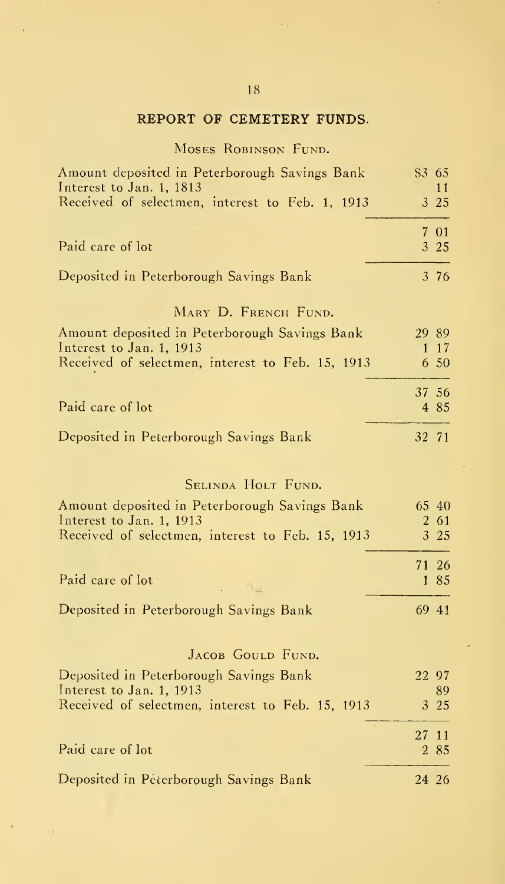## REPORT OF CEMETERY FUNDS.

### MOSES ROBINSON FUND.

| | |
|---|---|
| Amount deposited in Peterborough Savings Bank | $3 65 |
| Interest to Jan. 1, 1813 | 11 |
| Received of selectmen, interest to Feb. 1, 1913 | 3 25 |
| | 7 01 |
| Paid care of lot | 3 25 |
| Deposited in Peterborough Savings Bank | 3 76 |

### MARY D. FRENCH FUND.

| | |
|---|---|
| Amount deposited in Peterborough Savings Bank | 29 89 |
| Interest to Jan. 1, 1913 | 1 17 |
| Received of selectmen, interest to Feb. 15, 1913 | 6 50 |
| | 37 56 |
| Paid care of lot | 4 85 |
| Deposited in Peterborough Savings Bank | 32 71 |

### SELINDA HOLT FUND.

| | |
|---|---|
| Amount deposited in Peterborough Savings Bank | 65 40 |
| Interest to Jan. 1, 1913 | 2 61 |
| Received of selectmen, interest to Feb. 15, 1913 | 3 25 |
| | 71 26 |
| Paid care of lot | 1 85 |
| Deposited in Peterborough Savings Bank | 69 41 |

### JACOB GOULD FUND.

| | |
|---|---|
| Deposited in Peterborough Savings Bank | 22 97 |
| Interest to Jan. 1, 1913 | 89 |
| Received of selectmen, interest to Feb. 15, 1913 | 3 25 |
| | 27 11 |
| Paid care of lot | 2 85 |
| Deposited in Peterborough Savings Bank | 24 26 |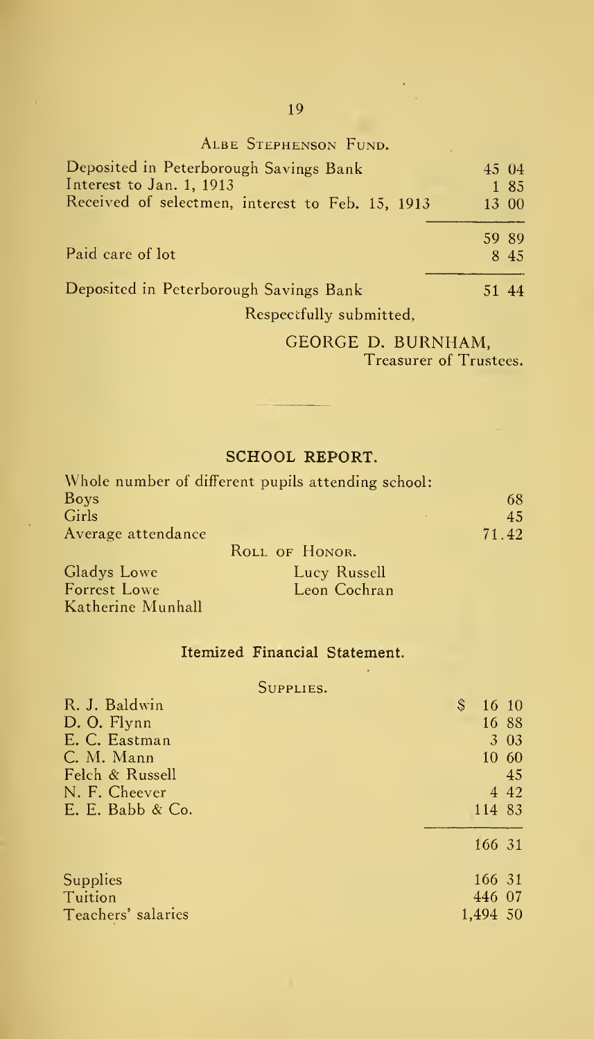### Albe Stephenson Fund.

| | |
|---|---|
| Deposited in Peterborough Savings Bank | 45 04 |
| Interest to Jan. 1, 1913 | 1 85 |
| Received of selectmen, interest to Feb. 15, 1913 | 13 00 |
| | 59 89 |
| Paid care of lot | 8 45 |
| Deposited in Peterborough Savings Bank | 51 44 |

Respectfully submitted,

GEORGE D. BURNHAM,
Treasurer of Trustees.

---

## SCHOOL REPORT.

Whole number of different pupils attending school:

| | |
|---|---|
| Boys | 68 |
| Girls | 45 |
| Average attendance | 71.42 |

### Roll of Honor.

| | |
|---|---|
| Gladys Lowe | Lucy Russell |
| Forrest Lowe | Leon Cochran |
| Katherine Munhall | |

### Itemized Financial Statement.

#### Supplies.

| | |
|---|---|
| R. J. Baldwin | $ 16 10 |
| D. O. Flynn | 16 88 |
| E. C. Eastman | 3 03 |
| C. M. Mann | 10 60 |
| Felch & Russell | 45 |
| N. F. Cheever | 4 42 |
| E. E. Babb & Co. | 114 83 |
| | 166 31 |

| | |
|---|---|
| Supplies | 166 31 |
| Tuition | 446 07 |
| Teachers' salaries | 1,494 50 |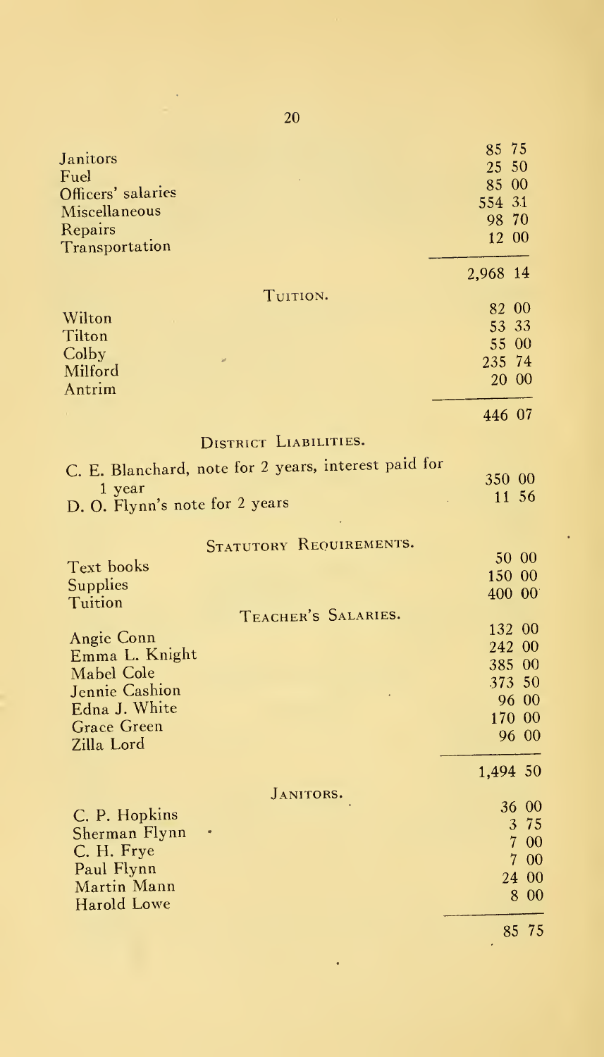| | |
|---|---|
| Janitors | 85 75 |
| Fuel | 25 50 |
| Officers' salaries | 85 00 |
| Miscellaneous | 554 31 |
| Repairs | 98 70 |
| Transportation | 12 00 |
| | 2,968 14 |

### TUITION.

| | |
|---|---|
| Wilton | 82 00 |
| Tilton | 53 33 |
| Colby | 55 00 |
| Milford | 235 74 |
| Antrim | 20 00 |
| | 446 07 |

### DISTRICT LIABILITIES.

| | |
|---|---|
| C. E. Blanchard, note for 2 years, interest paid for 1 year | 350 00 |
| D. O. Flynn's note for 2 years | 11 56 |

### STATUTORY REQUIREMENTS.

| | |
|---|---|
| Text books | 50 00 |
| Supplies | 150 00 |
| Tuition | 400 00 |

### TEACHER'S SALARIES.

| | |
|---|---|
| Angie Conn | 132 00 |
| Emma L. Knight | 242 00 |
| Mabel Cole | 385 00 |
| Jennie Cashion | 373 50 |
| Edna J. White | 96 00 |
| Grace Green | 170 00 |
| Zilla Lord | 96 00 |
| | 1,494 50 |

### JANITORS.

| | |
|---|---|
| C. P. Hopkins | 36 00 |
| Sherman Flynn | 3 75 |
| C. H. Frye | 7 00 |
| Paul Flynn | 7 00 |
| Martin Mann | 24 00 |
| Harold Lowe | 8 00 |
| | 85 75 |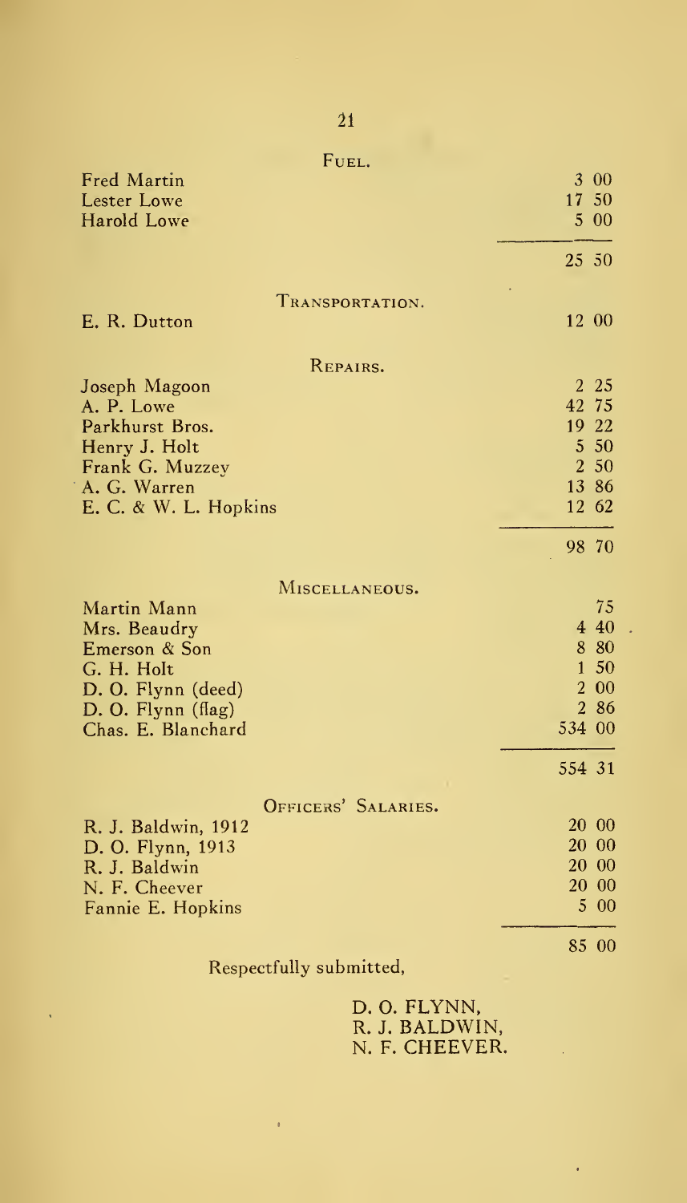### Fuel.

| | |
|---|---|
| Fred Martin | 3 00 |
| Lester Lowe | 17 50 |
| Harold Lowe | 5 00 |
| | 25 50 |

### Transportation.

| | |
|---|---|
| E. R. Dutton | 12 00 |

### Repairs.

| | |
|---|---|
| Joseph Magoon | 2 25 |
| A. P. Lowe | 42 75 |
| Parkhurst Bros. | 19 22 |
| Henry J. Holt | 5 50 |
| Frank G. Muzzey | 2 50 |
| A. G. Warren | 13 86 |
| E. C. & W. L. Hopkins | 12 62 |
| | 98 70 |

### Miscellaneous.

| | |
|---|---|
| Martin Mann | 75 |
| Mrs. Beaudry | 4 40 |
| Emerson & Son | 8 80 |
| G. H. Holt | 1 50 |
| D. O. Flynn (deed) | 2 00 |
| D. O. Flynn (flag) | 2 86 |
| Chas. E. Blanchard | 534 00 |
| | 554 31 |

### Officers' Salaries.

| | |
|---|---|
| R. J. Baldwin, 1912 | 20 00 |
| D. O. Flynn, 1913 | 20 00 |
| R. J. Baldwin | 20 00 |
| N. F. Cheever | 20 00 |
| Fannie E. Hopkins | 5 00 |
| | 85 00 |

Respectfully submitted,

D. O. FLYNN,
R. J. BALDWIN,
N. F. CHEEVER.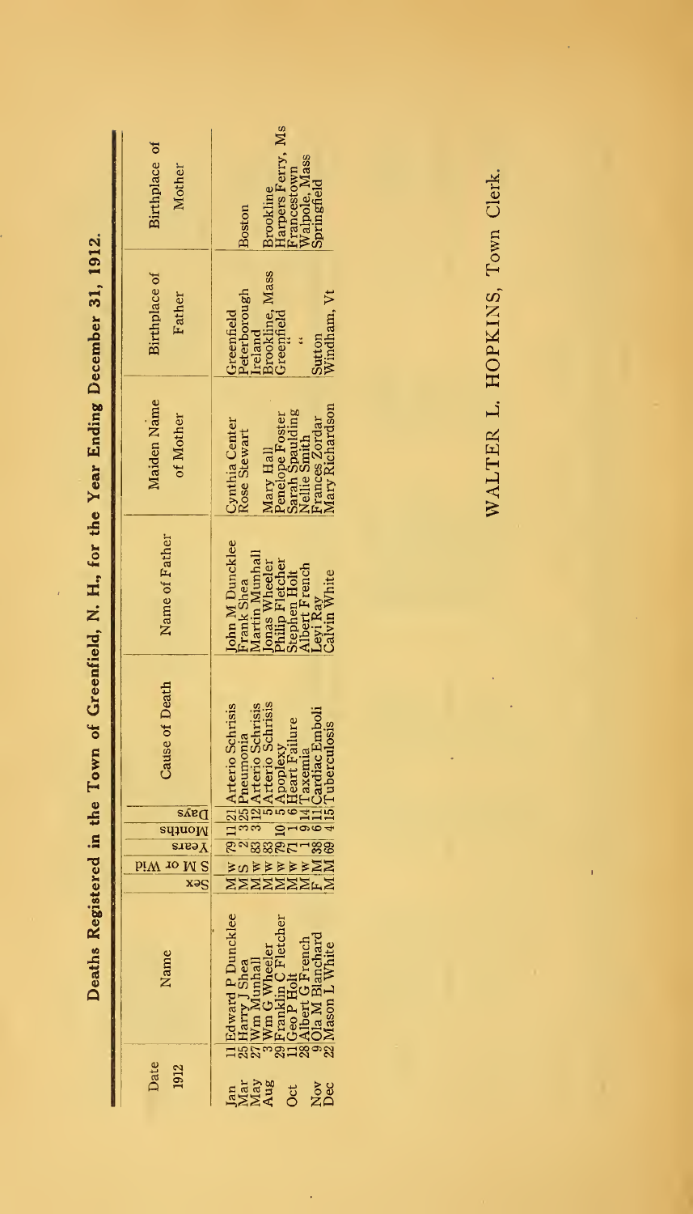## Deaths Registered in the Town of Greenfield, N. H., for the Year Ending December 31, 1912.

| Date 1912 | | Name | Sex | S M or Wid | Years | Months | Days | Cause of Death | Name of Father | Maiden Name of Mother | Birthplace of Father | Birthplace of Mother |
|---|---|---|---|---|---|---|---|---|---|---|---|---|
| Jan | 11 | Edward P Duncklee | M | W | 79 | 11 | 21 | Arterio Schrisis | John M Duncklee | Cynthia Center | Greenfield | |
| Mar | 25 | Harry J Shea | M | S | 2 | 3 | 25 | Pneumonia | Frank Shea | Rose Stewart | Peterborough | Boston |
| May | 27 | Wm Munhall | M | W | 83 | 3 | 12 | Arterio Schrisis | Martin Munhall | | Ireland | |
| Aug | 3 | Wm G Wheeler | M | W | 83 | 3 | 5 | Arterio Schrisis | Jonas Wheeler | Mary Hall | Brookline, Mass | Brookline |
| | 29 | Franklin C Fletcher | M | W | 79 | 10 | 5 | Apoplexy | Philip Fletcher | Penelope Foster | Greenfield | Harpers Ferry, Ms |
| Oct | 11 | Geo P Holt | M | W | 71 | 1 | 6 | Heart Failure | Stephen Holt | Sarah Spaulding | " | Francestown |
| | 28 | Albert G French | M | W | 1 | 9 | 14 | Taxemia | Albert French | Nellie Smith | | Walpole, Mass |
| Nov | 9 | Ola M Blanchard | F | M | 38 | 6 | 11 | Cardiac Emboli | Levi Ray | Frances Zordar | Sutton | Springfield |
| Dec | 22 | Mason L White | M | M | 69 | 4 | 15 | Tuberculosis | Calvin White | Mary Richardson | Windham, Vt | |

WALTER L. HOPKINS, Town Clerk.